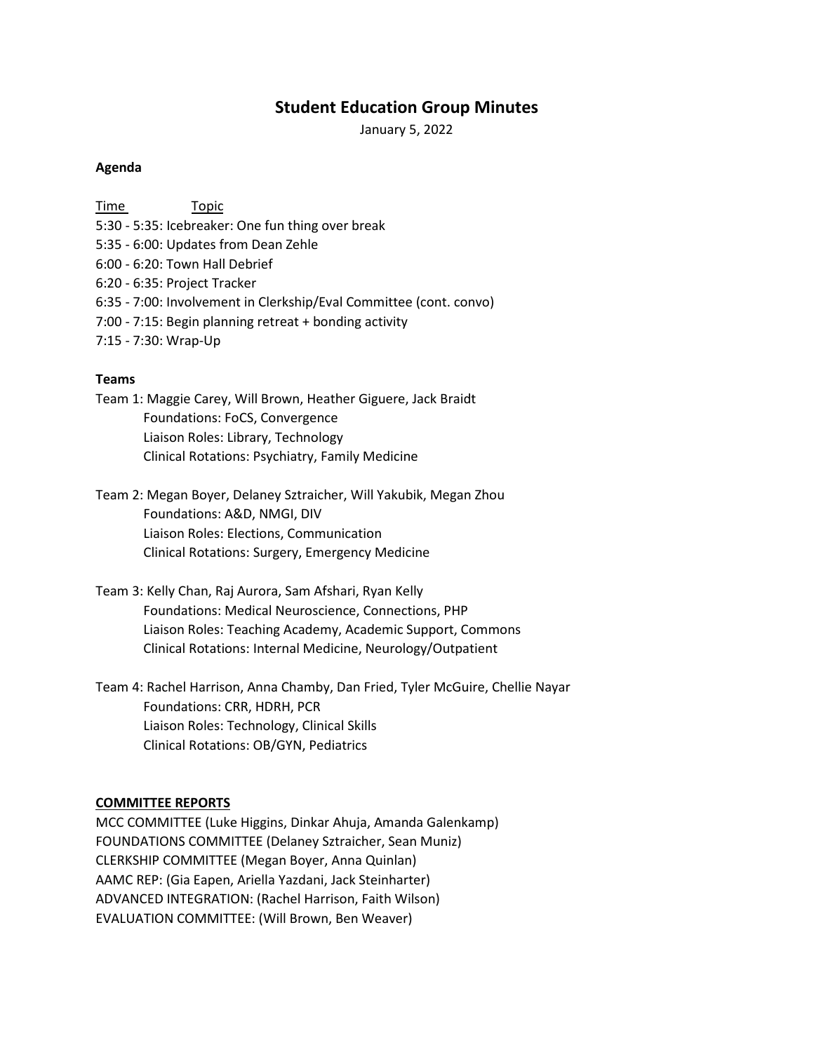# Student Education Group Minutes

January 5, 2022

**Agenda**

Time | Topic

5:30 - 5:35: Icebreaker: One fun thing over break
5:35 - 6:00: Updates from Dean Zehle
6:00 - 6:20: Town Hall Debrief
6:20 - 6:35: Project Tracker
6:35 - 7:00: Involvement in Clerkship/Eval Committee (cont. convo)
7:00 - 7:15: Begin planning retreat + bonding activity
7:15 - 7:30: Wrap-Up

**Teams**

Team 1: Maggie Carey, Will Brown, Heather Giguere, Jack Braidt
- Foundations: FoCS, Convergence
- Liaison Roles: Library, Technology
- Clinical Rotations: Psychiatry, Family Medicine

Team 2: Megan Boyer, Delaney Sztraicher, Will Yakubik, Megan Zhou
- Foundations: A&D, NMGI, DIV
- Liaison Roles: Elections, Communication
- Clinical Rotations: Surgery, Emergency Medicine

Team 3: Kelly Chan, Raj Aurora, Sam Afshari, Ryan Kelly
- Foundations: Medical Neuroscience, Connections, PHP
- Liaison Roles: Teaching Academy, Academic Support, Commons
- Clinical Rotations: Internal Medicine, Neurology/Outpatient

Team 4: Rachel Harrison, Anna Chamby, Dan Fried, Tyler McGuire, Chellie Nayar
- Foundations: CRR, HDRH, PCR
- Liaison Roles: Technology, Clinical Skills
- Clinical Rotations: OB/GYN, Pediatrics

**COMMITTEE REPORTS**

MCC COMMITTEE (Luke Higgins, Dinkar Ahuja, Amanda Galenkamp)
FOUNDATIONS COMMITTEE (Delaney Sztraicher, Sean Muniz)
CLERKSHIP COMMITTEE (Megan Boyer, Anna Quinlan)
AAMC REP: (Gia Eapen, Ariella Yazdani, Jack Steinharter)
ADVANCED INTEGRATION: (Rachel Harrison, Faith Wilson)
EVALUATION COMMITTEE: (Will Brown, Ben Weaver)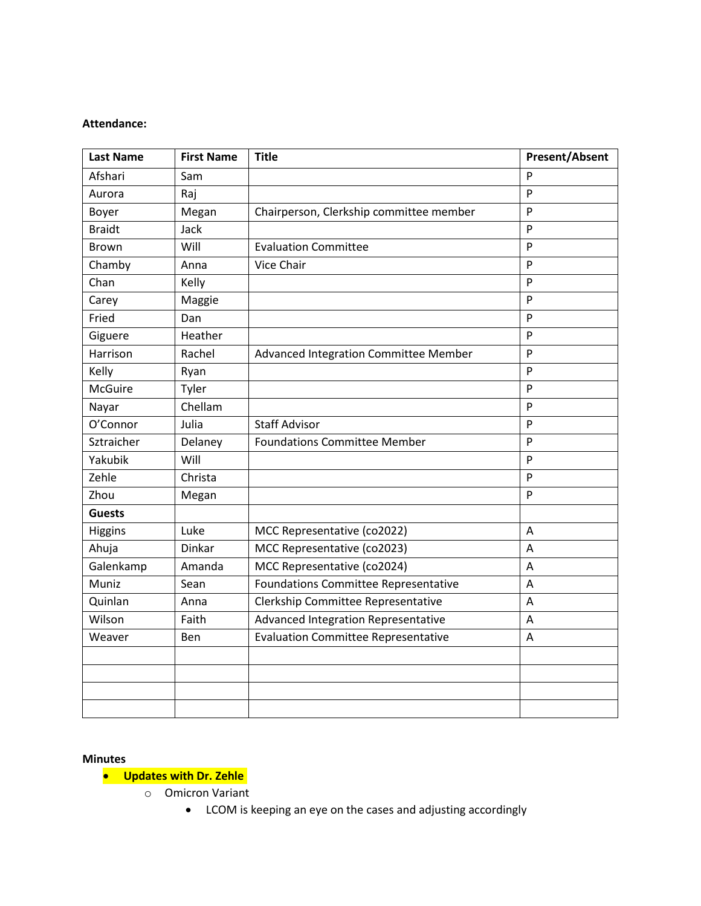**Attendance:**

| Last Name | First Name | Title | Present/Absent |
|---|---|---|---|
| Afshari | Sam | | P |
| Aurora | Raj | | P |
| Boyer | Megan | Chairperson, Clerkship committee member | P |
| Braidt | Jack | | P |
| Brown | Will | Evaluation Committee | P |
| Chamby | Anna | Vice Chair | P |
| Chan | Kelly | | P |
| Carey | Maggie | | P |
| Fried | Dan | | P |
| Giguere | Heather | | P |
| Harrison | Rachel | Advanced Integration Committee Member | P |
| Kelly | Ryan | | P |
| McGuire | Tyler | | P |
| Nayar | Chellam | | P |
| O'Connor | Julia | Staff Advisor | P |
| Sztraicher | Delaney | Foundations Committee Member | P |
| Yakubik | Will | | P |
| Zehle | Christa | | P |
| Zhou | Megan | | P |
| **Guests** | | | |
| Higgins | Luke | MCC Representative (co2022) | A |
| Ahuja | Dinkar | MCC Representative (co2023) | A |
| Galenkamp | Amanda | MCC Representative (co2024) | A |
| Muniz | Sean | Foundations Committee Representative | A |
| Quinlan | Anna | Clerkship Committee Representative | A |
| Wilson | Faith | Advanced Integration Representative | A |
| Weaver | Ben | Evaluation Committee Representative | A |
| | | | |
| | | | |
| | | | |
| | | | |

**Minutes**

- **Updates with Dr. Zehle**
  - Omicron Variant
    - LCOM is keeping an eye on the cases and adjusting accordingly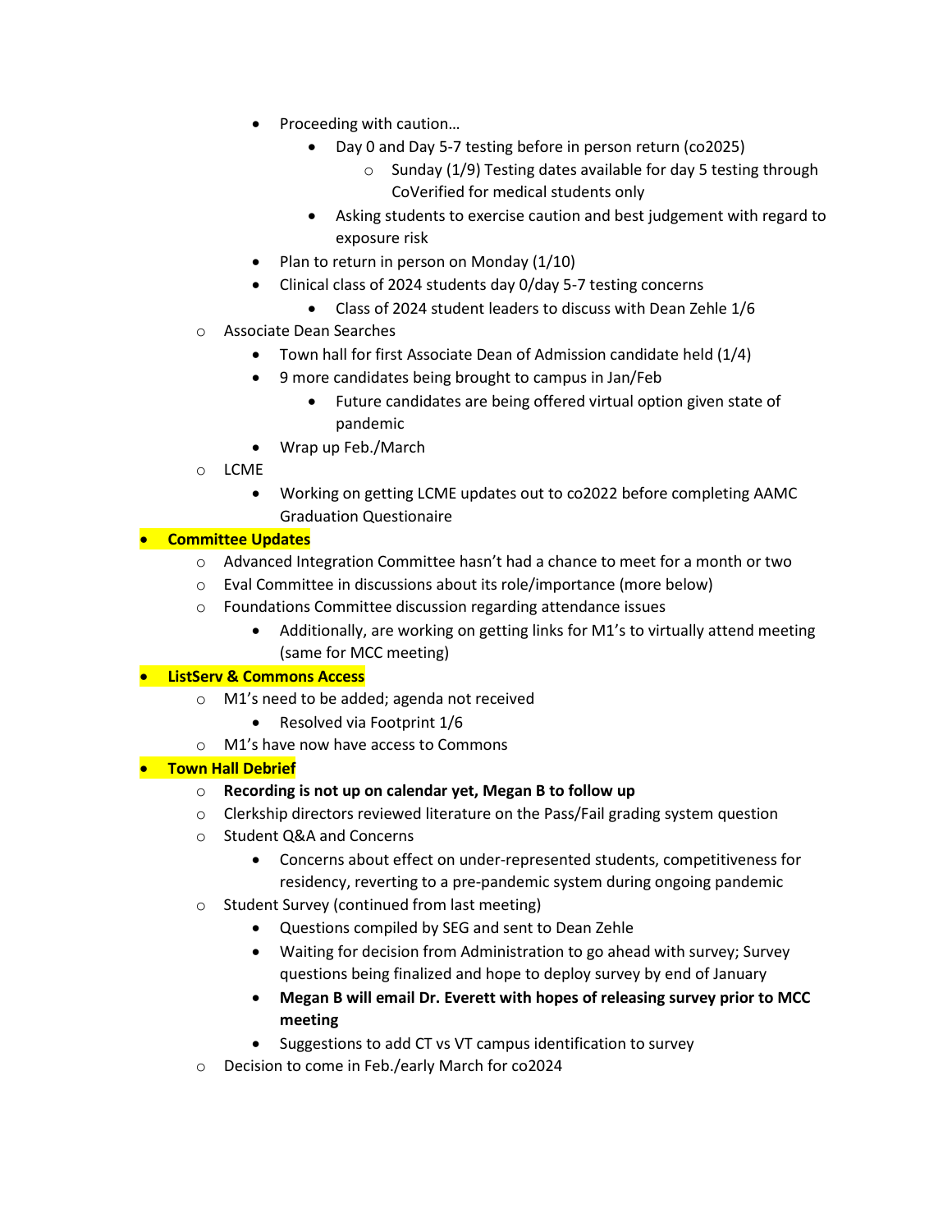- Proceeding with caution…
  - Day 0 and Day 5-7 testing before in person return (co2025)
    - Sunday (1/9) Testing dates available for day 5 testing through CoVerified for medical students only
  - Asking students to exercise caution and best judgement with regard to exposure risk
- Plan to return in person on Monday (1/10)
- Clinical class of 2024 students day 0/day 5-7 testing concerns
  - Class of 2024 student leaders to discuss with Dean Zehle 1/6
- Associate Dean Searches
  - Town hall for first Associate Dean of Admission candidate held (1/4)
  - 9 more candidates being brought to campus in Jan/Feb
    - Future candidates are being offered virtual option given state of pandemic
  - Wrap up Feb./March
- LCME
  - Working on getting LCME updates out to co2022 before completing AAMC Graduation Questionaire

- **Committee Updates**
  - Advanced Integration Committee hasn't had a chance to meet for a month or two
  - Eval Committee in discussions about its role/importance (more below)
  - Foundations Committee discussion regarding attendance issues
    - Additionally, are working on getting links for M1's to virtually attend meeting (same for MCC meeting)
- **ListServ & Commons Access**
  - M1's need to be added; agenda not received
    - Resolved via Footprint 1/6
  - M1's have now have access to Commons
- **Town Hall Debrief**
  - **Recording is not up on calendar yet, Megan B to follow up**
  - Clerkship directors reviewed literature on the Pass/Fail grading system question
  - Student Q&A and Concerns
    - Concerns about effect on under-represented students, competitiveness for residency, reverting to a pre-pandemic system during ongoing pandemic
  - Student Survey (continued from last meeting)
    - Questions compiled by SEG and sent to Dean Zehle
    - Waiting for decision from Administration to go ahead with survey; Survey questions being finalized and hope to deploy survey by end of January
    - **Megan B will email Dr. Everett with hopes of releasing survey prior to MCC meeting**
    - Suggestions to add CT vs VT campus identification to survey
  - Decision to come in Feb./early March for co2024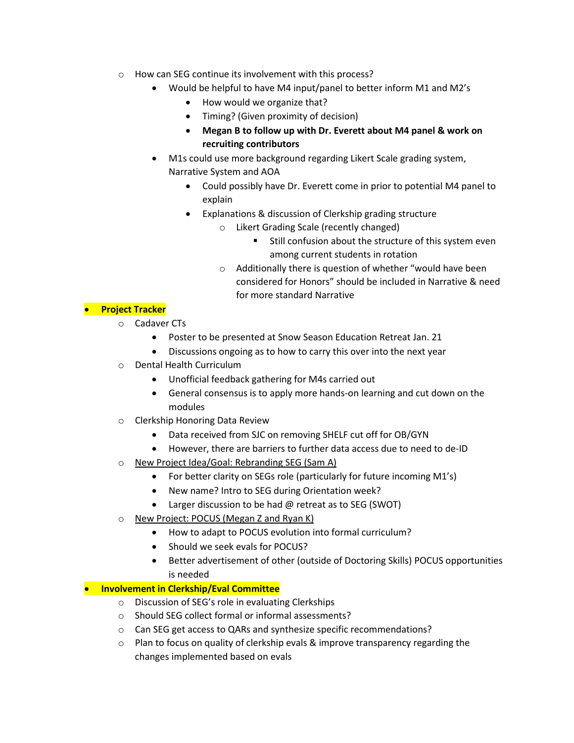- How can SEG continue its involvement with this process?
    - Would be helpful to have M4 input/panel to better inform M1 and M2's
      - How would we organize that?
      - Timing? (Given proximity of decision)
      - **Megan B to follow up with Dr. Everett about M4 panel & work on recruiting contributors**
    - M1s could use more background regarding Likert Scale grading system, Narrative System and AOA
      - Could possibly have Dr. Everett come in prior to potential M4 panel to explain
      - Explanations & discussion of Clerkship grading structure
        - Likert Grading Scale (recently changed)
          - Still confusion about the structure of this system even among current students in rotation
        - Additionally there is question of whether "would have been considered for Honors" should be included in Narrative & need for more standard Narrative

- **Project Tracker**
  - Cadaver CTs
    - Poster to be presented at Snow Season Education Retreat Jan. 21
    - Discussions ongoing as to how to carry this over into the next year
  - Dental Health Curriculum
    - Unofficial feedback gathering for M4s carried out
    - General consensus is to apply more hands-on learning and cut down on the modules
  - Clerkship Honoring Data Review
    - Data received from SJC on removing SHELF cut off for OB/GYN
    - However, there are barriers to further data access due to need to de-ID
  - <u>New Project Idea/Goal: Rebranding SEG (Sam A)</u>
    - For better clarity on SEGs role (particularly for future incoming M1's)
    - New name? Intro to SEG during Orientation week?
    - Larger discussion to be had @ retreat as to SEG (SWOT)
  - <u>New Project: POCUS (Megan Z and Ryan K)</u>
    - How to adapt to POCUS evolution into formal curriculum?
    - Should we seek evals for POCUS?
    - Better advertisement of other (outside of Doctoring Skills) POCUS opportunities is needed

- **Involvement in Clerkship/Eval Committee**
  - Discussion of SEG's role in evaluating Clerkships
  - Should SEG collect formal or informal assessments?
  - Can SEG get access to QARs and synthesize specific recommendations?
  - Plan to focus on quality of clerkship evals & improve transparency regarding the changes implemented based on evals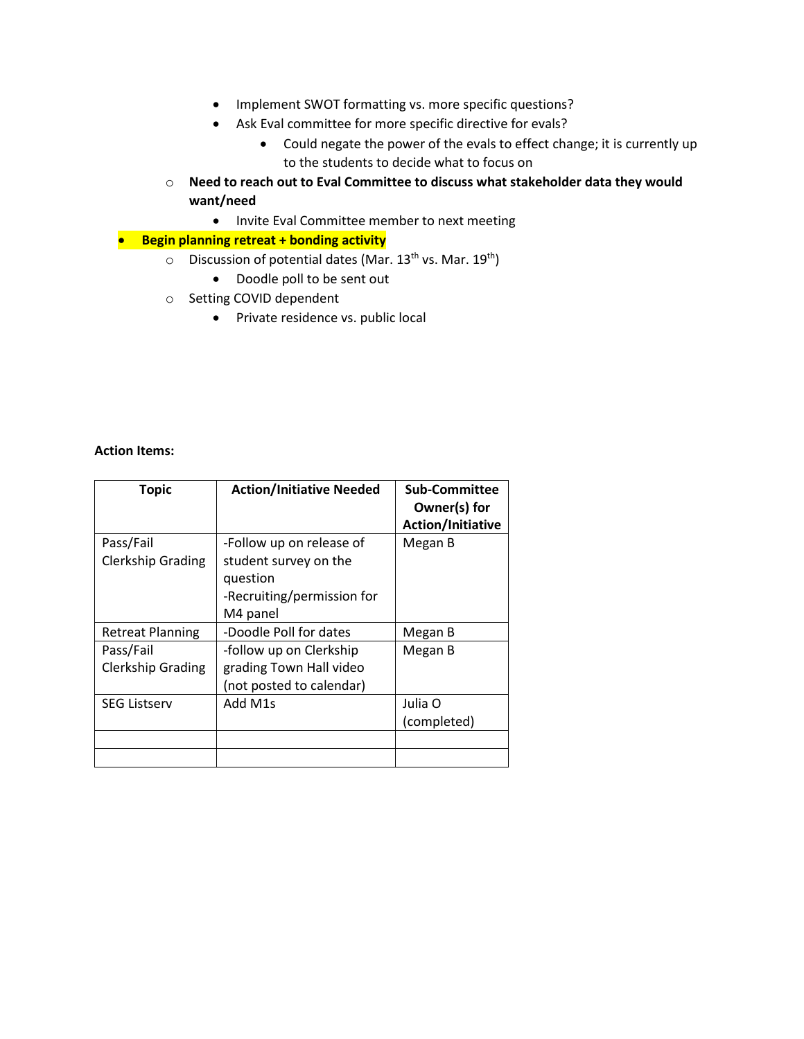- Implement SWOT formatting vs. more specific questions?
        - Ask Eval committee for more specific directive for evals?
            - Could negate the power of the evals to effect change; it is currently up to the students to decide what to focus on
    - **Need to reach out to Eval Committee to discuss what stakeholder data they would want/need**
        - Invite Eval Committee member to next meeting
- **Begin planning retreat + bonding activity**
    - Discussion of potential dates (Mar. 13th vs. Mar. 19th)
        - Doodle poll to be sent out
    - Setting COVID dependent
        - Private residence vs. public local

**Action Items:**

| Topic | Action/Initiative Needed | Sub-Committee Owner(s) for Action/Initiative |
|---|---|---|
| Pass/Fail Clerkship Grading | -Follow up on release of student survey on the question<br>-Recruiting/permission for M4 panel | Megan B |
| Retreat Planning | -Doodle Poll for dates | Megan B |
| Pass/Fail Clerkship Grading | -follow up on Clerkship grading Town Hall video (not posted to calendar) | Megan B |
| SEG Listserv | Add M1s | Julia O (completed) |
| | | |
| | | |